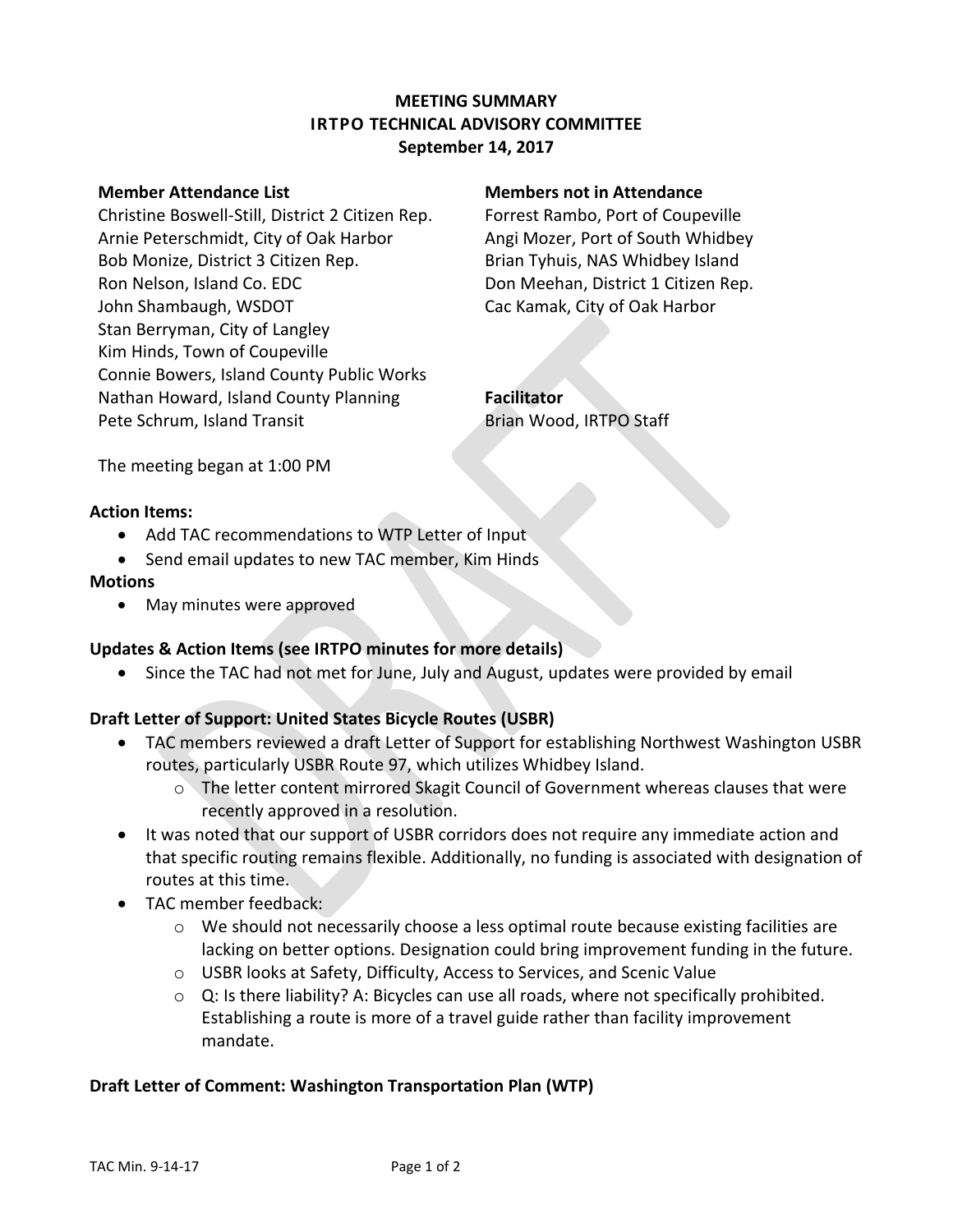**MEETING SUMMARY**
**IRTPO TECHNICAL ADVISORY COMMITTEE**
**September 14, 2017**

**Member Attendance List**

Christine Boswell-Still, District 2 Citizen Rep.
Arnie Peterschmidt, City of Oak Harbor
Bob Monize, District 3 Citizen Rep.
Ron Nelson, Island Co. EDC
John Shambaugh, WSDOT
Stan Berryman, City of Langley
Kim Hinds, Town of Coupeville
Connie Bowers, Island County Public Works
Nathan Howard, Island County Planning
Pete Schrum, Island Transit

**Members not in Attendance**

Forrest Rambo, Port of Coupeville
Angi Mozer, Port of South Whidbey
Brian Tyhuis, NAS Whidbey Island
Don Meehan, District 1 Citizen Rep.
Cac Kamak, City of Oak Harbor

**Facilitator**

Brian Wood, IRTPO Staff

The meeting began at 1:00 PM

**Action Items:**

- Add TAC recommendations to WTP Letter of Input
- Send email updates to new TAC member, Kim Hinds

**Motions**

- May minutes were approved

**Updates & Action Items (see IRTPO minutes for more details)**

- Since the TAC had not met for June, July and August, updates were provided by email

**Draft Letter of Support: United States Bicycle Routes (USBR)**

- TAC members reviewed a draft Letter of Support for establishing Northwest Washington USBR routes, particularly USBR Route 97, which utilizes Whidbey Island.
  - The letter content mirrored Skagit Council of Government whereas clauses that were recently approved in a resolution.
- It was noted that our support of USBR corridors does not require any immediate action and that specific routing remains flexible. Additionally, no funding is associated with designation of routes at this time.
- TAC member feedback:
  - We should not necessarily choose a less optimal route because existing facilities are lacking on better options. Designation could bring improvement funding in the future.
  - USBR looks at Safety, Difficulty, Access to Services, and Scenic Value
  - Q: Is there liability? A: Bicycles can use all roads, where not specifically prohibited. Establishing a route is more of a travel guide rather than facility improvement mandate.

**Draft Letter of Comment: Washington Transportation Plan (WTP)**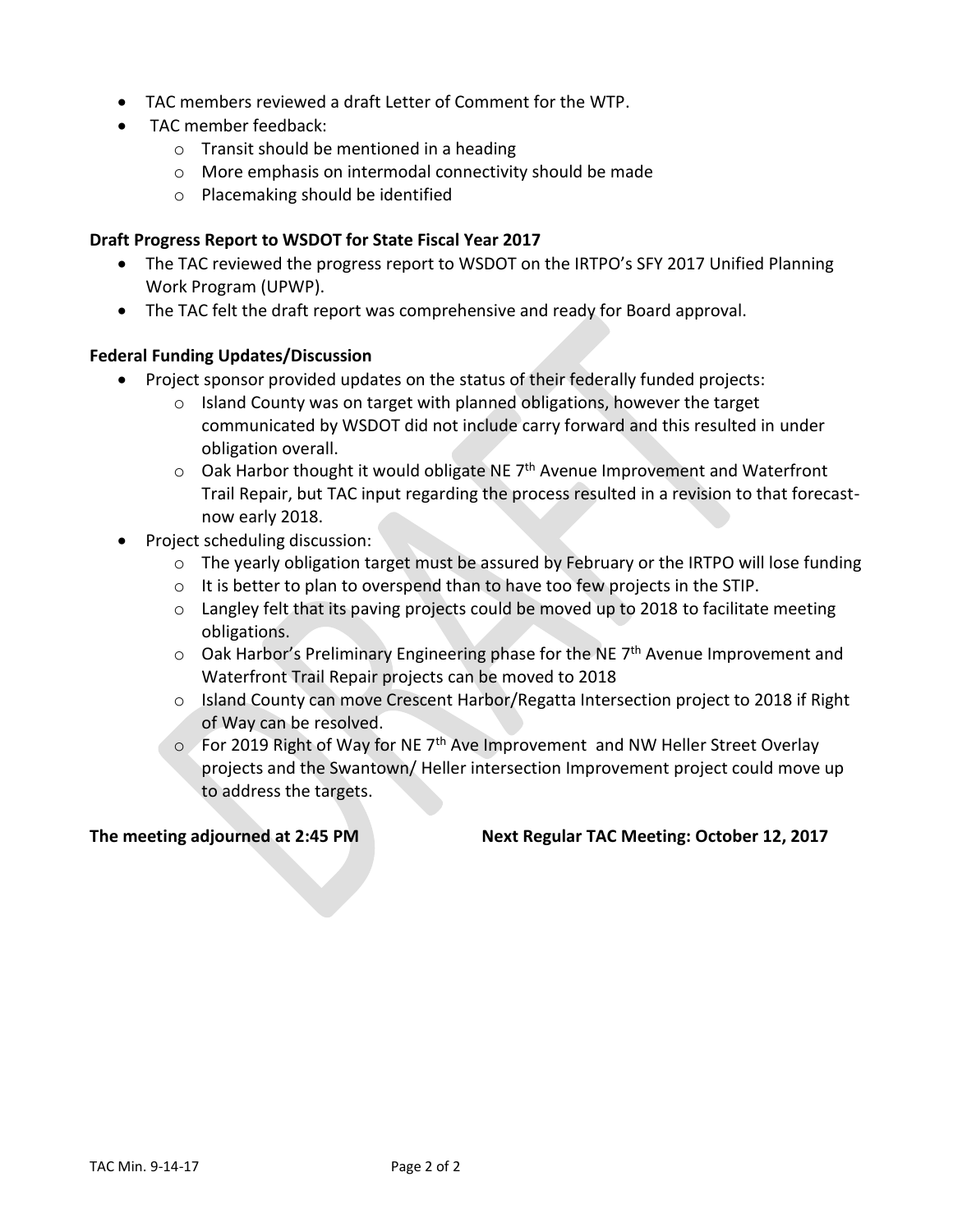- TAC members reviewed a draft Letter of Comment for the WTP.
- TAC member feedback:
  - Transit should be mentioned in a heading
  - More emphasis on intermodal connectivity should be made
  - Placemaking should be identified

**Draft Progress Report to WSDOT for State Fiscal Year 2017**

- The TAC reviewed the progress report to WSDOT on the IRTPO's SFY 2017 Unified Planning Work Program (UPWP).
- The TAC felt the draft report was comprehensive and ready for Board approval.

**Federal Funding Updates/Discussion**

- Project sponsor provided updates on the status of their federally funded projects:
  - Island County was on target with planned obligations, however the target communicated by WSDOT did not include carry forward and this resulted in under obligation overall.
  - Oak Harbor thought it would obligate NE 7th Avenue Improvement and Waterfront Trail Repair, but TAC input regarding the process resulted in a revision to that forecast- now early 2018.
- Project scheduling discussion:
  - The yearly obligation target must be assured by February or the IRTPO will lose funding
  - It is better to plan to overspend than to have too few projects in the STIP.
  - Langley felt that its paving projects could be moved up to 2018 to facilitate meeting obligations.
  - Oak Harbor's Preliminary Engineering phase for the NE 7th Avenue Improvement and Waterfront Trail Repair projects can be moved to 2018
  - Island County can move Crescent Harbor/Regatta Intersection project to 2018 if Right of Way can be resolved.
  - For 2019 Right of Way for NE 7th Ave Improvement and NW Heller Street Overlay projects and the Swantown/ Heller intersection Improvement project could move up to address the targets.

**The meeting adjourned at 2:45 PM** **Next Regular TAC Meeting: October 12, 2017**